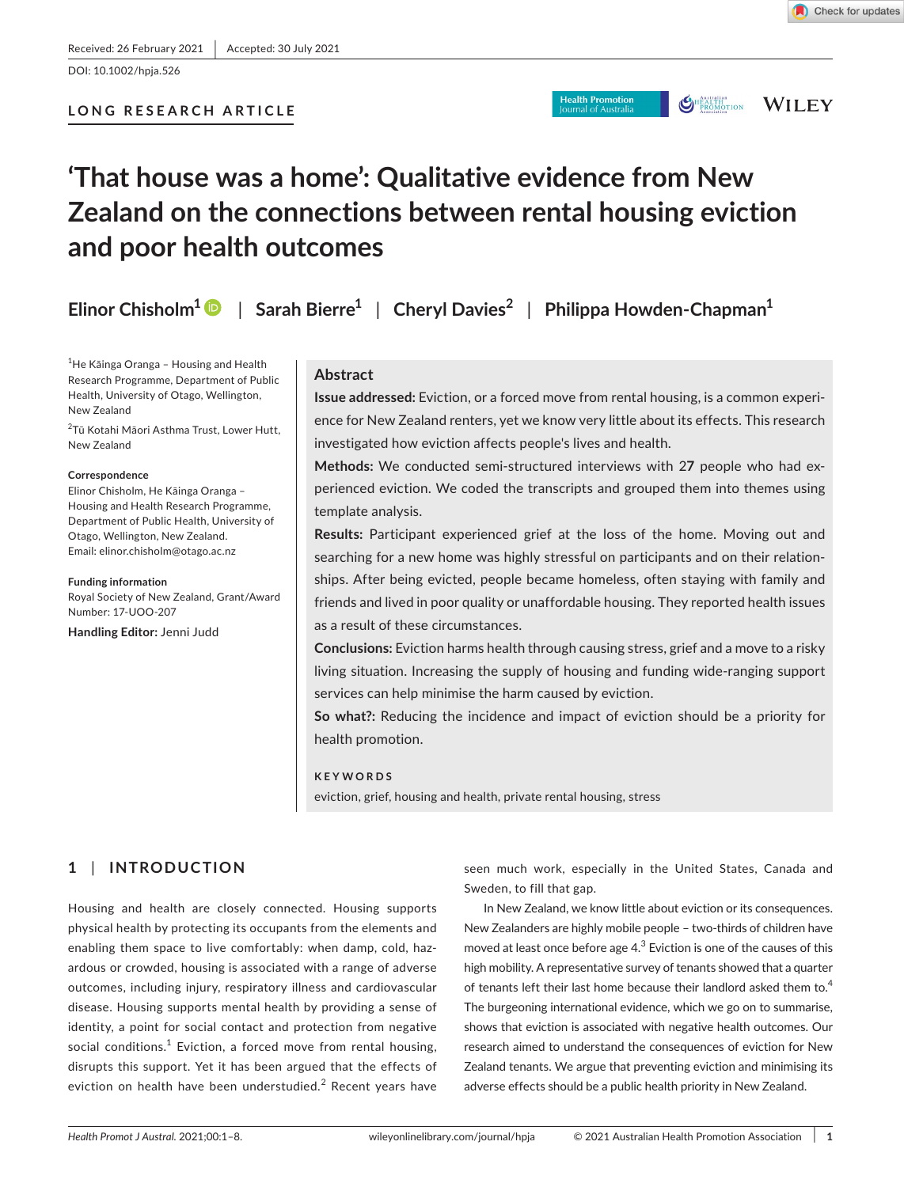Received: 26 February 2021 | Accepted: 30 July 2021

DOI: 10.1002/hpja.526

LONG RESEARCH ARTICLE

# 'That house was a home': Qualitative evidence from New Zealand on the connections between rental housing eviction and poor health outcomes

Elinor Chisholm[1] | Sarah Bierre[1] | Cheryl Davies[2] | Philippa Howden-Chapman[1]

[1]He Kāinga Oranga – Housing and Health Research Programme, Department of Public Health, University of Otago, Wellington, New Zealand

[2]Tū Kotahi Māori Asthma Trust, Lower Hutt, New Zealand

**Correspondence**
Elinor Chisholm, He Kāinga Oranga – Housing and Health Research Programme, Department of Public Health, University of Otago, Wellington, New Zealand.
Email: elinor.chisholm@otago.ac.nz

**Funding information**
Royal Society of New Zealand, Grant/Award Number: 17-UOO-207

**Handling Editor:** Jenni Judd

## Abstract

**Issue addressed:** Eviction, or a forced move from rental housing, is a common experience for New Zealand renters, yet we know very little about its effects. This research investigated how eviction affects people's lives and health.

**Methods:** We conducted semi-structured interviews with 27 people who had experienced eviction. We coded the transcripts and grouped them into themes using template analysis.

**Results:** Participant experienced grief at the loss of the home. Moving out and searching for a new home was highly stressful on participants and on their relationships. After being evicted, people became homeless, often staying with family and friends and lived in poor quality or unaffordable housing. They reported health issues as a result of these circumstances.

**Conclusions:** Eviction harms health through causing stress, grief and a move to a risky living situation. Increasing the supply of housing and funding wide-ranging support services can help minimise the harm caused by eviction.

**So what?:** Reducing the incidence and impact of eviction should be a priority for health promotion.

**KEYWORDS**
eviction, grief, housing and health, private rental housing, stress

## 1 | INTRODUCTION

Housing and health are closely connected. Housing supports physical health by protecting its occupants from the elements and enabling them space to live comfortably: when damp, cold, hazardous or crowded, housing is associated with a range of adverse outcomes, including injury, respiratory illness and cardiovascular disease. Housing supports mental health by providing a sense of identity, a point for social contact and protection from negative social conditions.[1] Eviction, a forced move from rental housing, disrupts this support. Yet it has been argued that the effects of eviction on health have been understudied.[2] Recent years have seen much work, especially in the United States, Canada and Sweden, to fill that gap.

In New Zealand, we know little about eviction or its consequences. New Zealanders are highly mobile people – two-thirds of children have moved at least once before age 4.[3] Eviction is one of the causes of this high mobility. A representative survey of tenants showed that a quarter of tenants left their last home because their landlord asked them to.[4] The burgeoning international evidence, which we go on to summarise, shows that eviction is associated with negative health outcomes. Our research aimed to understand the consequences of eviction for New Zealand tenants. We argue that preventing eviction and minimising its adverse effects should be a public health priority in New Zealand.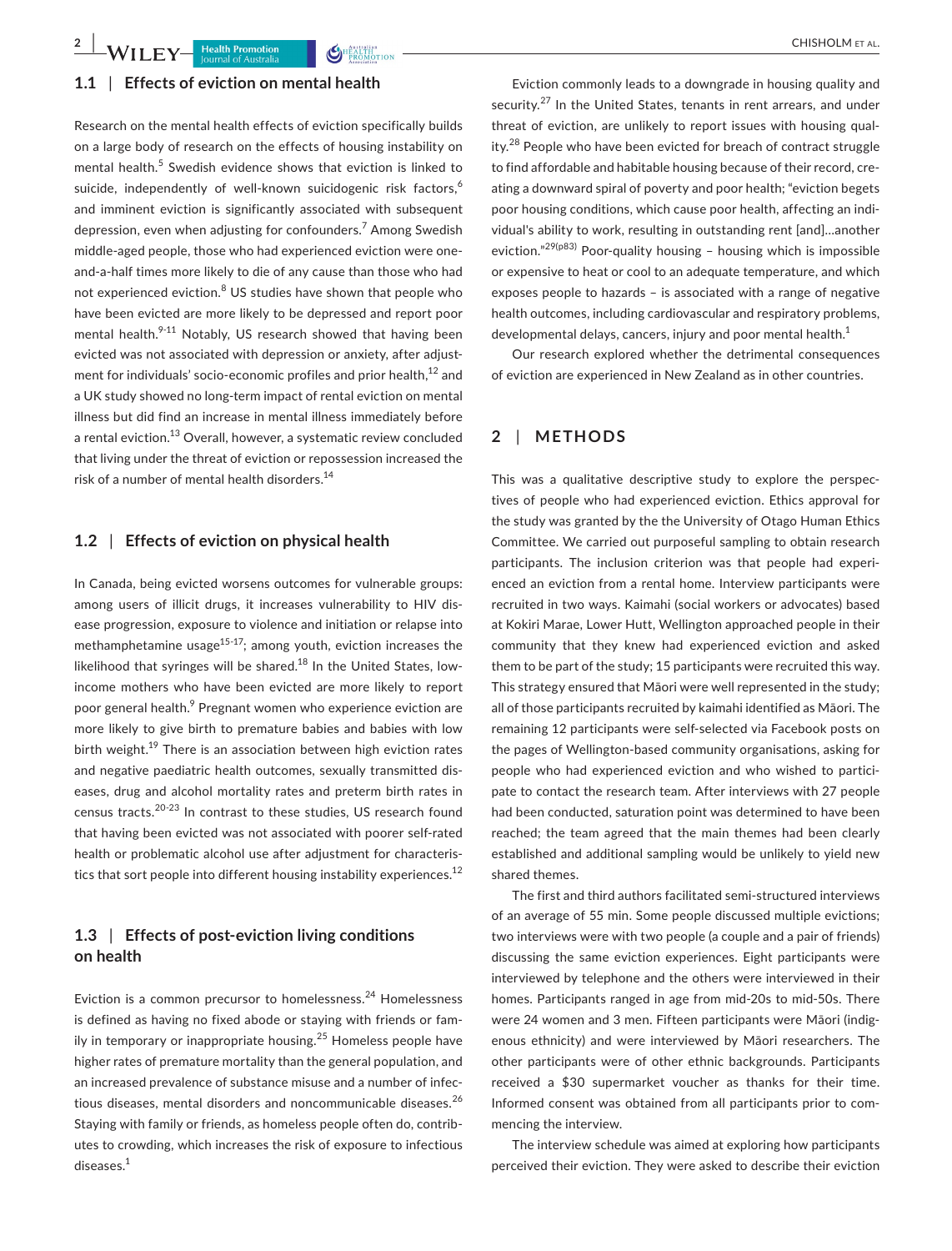### 1.1 | Effects of eviction on mental health

Research on the mental health effects of eviction specifically builds on a large body of research on the effects of housing instability on mental health.[5] Swedish evidence shows that eviction is linked to suicide, independently of well-known suicidogenic risk factors,[6] and imminent eviction is significantly associated with subsequent depression, even when adjusting for confounders.[7] Among Swedish middle-aged people, those who had experienced eviction were one-and-a-half times more likely to die of any cause than those who had not experienced eviction.[8] US studies have shown that people who have been evicted are more likely to be depressed and report poor mental health.[9-11] Notably, US research showed that having been evicted was not associated with depression or anxiety, after adjustment for individuals' socio-economic profiles and prior health,[12] and a UK study showed no long-term impact of rental eviction on mental illness but did find an increase in mental illness immediately before a rental eviction.[13] Overall, however, a systematic review concluded that living under the threat of eviction or repossession increased the risk of a number of mental health disorders.[14]

### 1.2 | Effects of eviction on physical health

In Canada, being evicted worsens outcomes for vulnerable groups: among users of illicit drugs, it increases vulnerability to HIV disease progression, exposure to violence and initiation or relapse into methamphetamine usage[15-17]; among youth, eviction increases the likelihood that syringes will be shared.[18] In the United States, low-income mothers who have been evicted are more likely to report poor general health.[9] Pregnant women who experience eviction are more likely to give birth to premature babies and babies with low birth weight.[19] There is an association between high eviction rates and negative paediatric health outcomes, sexually transmitted diseases, drug and alcohol mortality rates and preterm birth rates in census tracts.[20-23] In contrast to these studies, US research found that having been evicted was not associated with poorer self-rated health or problematic alcohol use after adjustment for characteristics that sort people into different housing instability experiences.[12]

### 1.3 | Effects of post-eviction living conditions on health

Eviction is a common precursor to homelessness.[24] Homelessness is defined as having no fixed abode or staying with friends or family in temporary or inappropriate housing.[25] Homeless people have higher rates of premature mortality than the general population, and an increased prevalence of substance misuse and a number of infectious diseases, mental disorders and noncommunicable diseases.[26] Staying with family or friends, as homeless people often do, contributes to crowding, which increases the risk of exposure to infectious diseases.[1]

Eviction commonly leads to a downgrade in housing quality and security.[27] In the United States, tenants in rent arrears, and under threat of eviction, are unlikely to report issues with housing quality.[28] People who have been evicted for breach of contract struggle to find affordable and habitable housing because of their record, creating a downward spiral of poverty and poor health; "eviction begets poor housing conditions, which cause poor health, affecting an individual's ability to work, resulting in outstanding rent [and]…another eviction."[29(p83)] Poor-quality housing – housing which is impossible or expensive to heat or cool to an adequate temperature, and which exposes people to hazards – is associated with a range of negative health outcomes, including cardiovascular and respiratory problems, developmental delays, cancers, injury and poor mental health.[1]

Our research explored whether the detrimental consequences of eviction are experienced in New Zealand as in other countries.

## 2 | METHODS

This was a qualitative descriptive study to explore the perspectives of people who had experienced eviction. Ethics approval for the study was granted by the the University of Otago Human Ethics Committee. We carried out purposeful sampling to obtain research participants. The inclusion criterion was that people had experienced an eviction from a rental home. Interview participants were recruited in two ways. Kaimahi (social workers or advocates) based at Kokiri Marae, Lower Hutt, Wellington approached people in their community that they knew had experienced eviction and asked them to be part of the study; 15 participants were recruited this way. This strategy ensured that Māori were well represented in the study; all of those participants recruited by kaimahi identified as Māori. The remaining 12 participants were self-selected via Facebook posts on the pages of Wellington-based community organisations, asking for people who had experienced eviction and who wished to participate to contact the research team. After interviews with 27 people had been conducted, saturation point was determined to have been reached; the team agreed that the main themes had been clearly established and additional sampling would be unlikely to yield new shared themes.

The first and third authors facilitated semi-structured interviews of an average of 55 min. Some people discussed multiple evictions; two interviews were with two people (a couple and a pair of friends) discussing the same eviction experiences. Eight participants were interviewed by telephone and the others were interviewed in their homes. Participants ranged in age from mid-20s to mid-50s. There were 24 women and 3 men. Fifteen participants were Māori (indigenous ethnicity) and were interviewed by Māori researchers. The other participants were of other ethnic backgrounds. Participants received a $30 supermarket voucher as thanks for their time. Informed consent was obtained from all participants prior to commencing the interview.

The interview schedule was aimed at exploring how participants perceived their eviction. They were asked to describe their eviction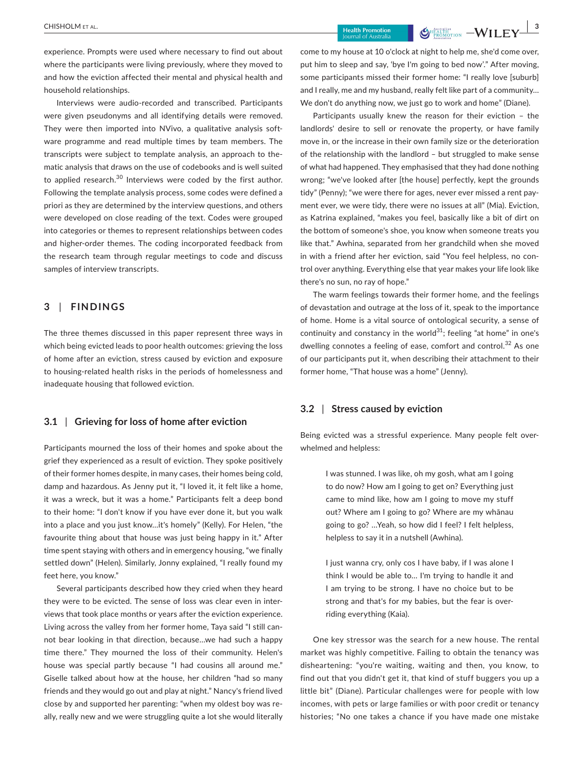experience. Prompts were used where necessary to find out about where the participants were living previously, where they moved to and how the eviction affected their mental and physical health and household relationships.

Interviews were audio-recorded and transcribed. Participants were given pseudonyms and all identifying details were removed. They were then imported into NVivo, a qualitative analysis software programme and read multiple times by team members. The transcripts were subject to template analysis, an approach to thematic analysis that draws on the use of codebooks and is well suited to applied research.[30] Interviews were coded by the first author. Following the template analysis process, some codes were defined a priori as they are determined by the interview questions, and others were developed on close reading of the text. Codes were grouped into categories or themes to represent relationships between codes and higher-order themes. The coding incorporated feedback from the research team through regular meetings to code and discuss samples of interview transcripts.

## 3 | FINDINGS

The three themes discussed in this paper represent three ways in which being evicted leads to poor health outcomes: grieving the loss of home after an eviction, stress caused by eviction and exposure to housing-related health risks in the periods of homelessness and inadequate housing that followed eviction.

### 3.1 | Grieving for loss of home after eviction

Participants mourned the loss of their homes and spoke about the grief they experienced as a result of eviction. They spoke positively of their former homes despite, in many cases, their homes being cold, damp and hazardous. As Jenny put it, "I loved it, it felt like a home, it was a wreck, but it was a home." Participants felt a deep bond to their home: "I don't know if you have ever done it, but you walk into a place and you just know…it's homely" (Kelly). For Helen, "the favourite thing about that house was just being happy in it." After time spent staying with others and in emergency housing, "we finally settled down" (Helen). Similarly, Jonny explained, "I really found my feet here, you know."

Several participants described how they cried when they heard they were to be evicted. The sense of loss was clear even in interviews that took place months or years after the eviction experience. Living across the valley from her former home, Taya said "I still cannot bear looking in that direction, because…we had such a happy time there." They mourned the loss of their community. Helen's house was special partly because "I had cousins all around me." Giselle talked about how at the house, her children "had so many friends and they would go out and play at night." Nancy's friend lived close by and supported her parenting: "when my oldest boy was really, really new and we were struggling quite a lot she would literally come to my house at 10 o'clock at night to help me, she'd come over, put him to sleep and say, 'bye I'm going to bed now'." After moving, some participants missed their former home: "I really love [suburb] and I really, me and my husband, really felt like part of a community… We don't do anything now, we just go to work and home" (Diane).

Participants usually knew the reason for their eviction – the landlords' desire to sell or renovate the property, or have family move in, or the increase in their own family size or the deterioration of the relationship with the landlord – but struggled to make sense of what had happened. They emphasised that they had done nothing wrong; "we've looked after [the house] perfectly, kept the grounds tidy" (Penny); "we were there for ages, never ever missed a rent payment ever, we were tidy, there were no issues at all" (Mia). Eviction, as Katrina explained, "makes you feel, basically like a bit of dirt on the bottom of someone's shoe, you know when someone treats you like that." Awhina, separated from her grandchild when she moved in with a friend after her eviction, said "You feel helpless, no control over anything. Everything else that year makes your life look like there's no sun, no ray of hope."

The warm feelings towards their former home, and the feelings of devastation and outrage at the loss of it, speak to the importance of home. Home is a vital source of ontological security, a sense of continuity and constancy in the world[31]; feeling "at home" in one's dwelling connotes a feeling of ease, comfort and control.[32] As one of our participants put it, when describing their attachment to their former home, "That house was a home" (Jenny).

### 3.2 | Stress caused by eviction

Being evicted was a stressful experience. Many people felt overwhelmed and helpless:

> I was stunned. I was like, oh my gosh, what am I going to do now? How am I going to get on? Everything just came to mind like, how am I going to move my stuff out? Where am I going to go? Where are my whānau going to go? …Yeah, so how did I feel? I felt helpless, helpless to say it in a nutshell (Awhina).

> I just wanna cry, only cos I have baby, if I was alone I think I would be able to… I'm trying to handle it and I am trying to be strong. I have no choice but to be strong and that's for my babies, but the fear is overriding everything (Kaia).

One key stressor was the search for a new house. The rental market was highly competitive. Failing to obtain the tenancy was disheartening: "you're waiting, waiting and then, you know, to find out that you didn't get it, that kind of stuff buggers you up a little bit" (Diane). Particular challenges were for people with low incomes, with pets or large families or with poor credit or tenancy histories; "No one takes a chance if you have made one mistake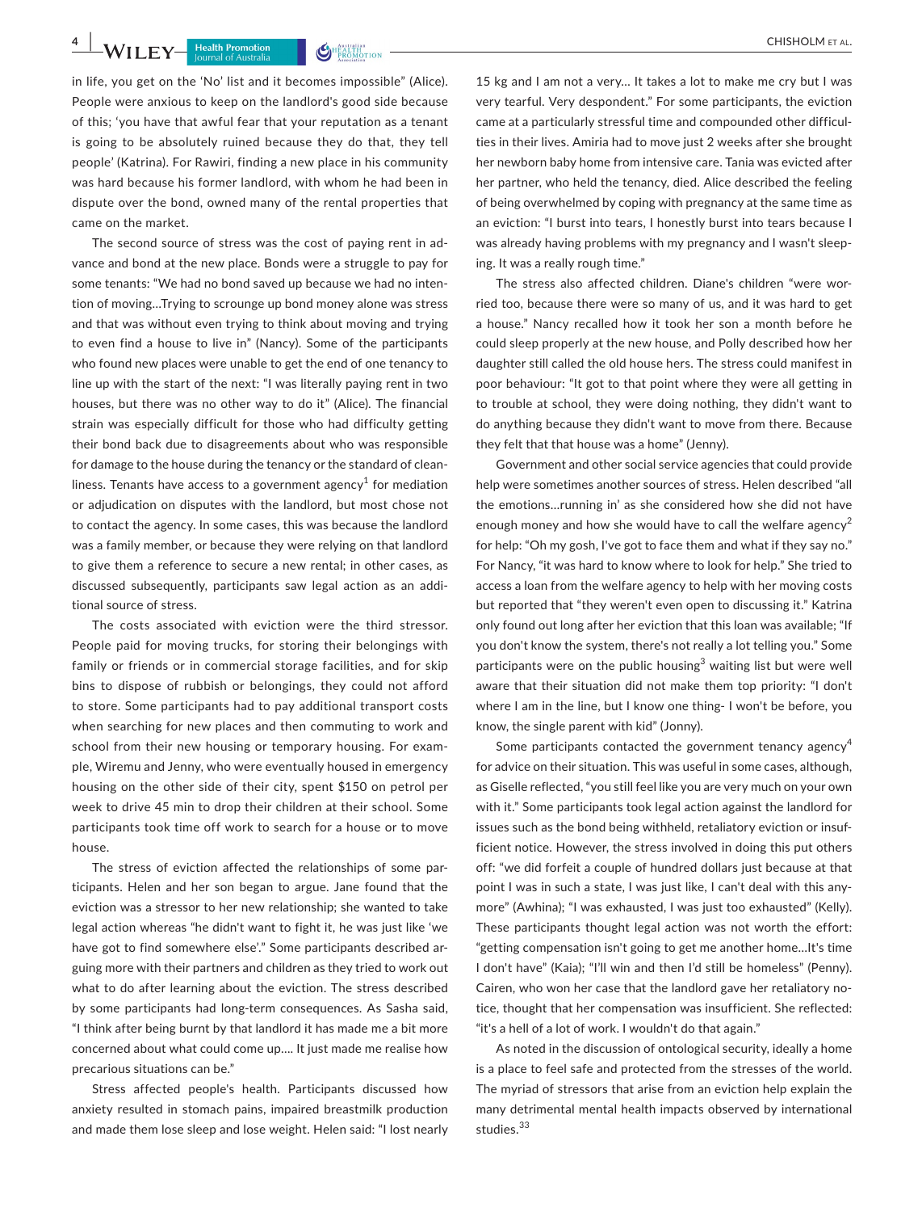in life, you get on the 'No' list and it becomes impossible" (Alice). People were anxious to keep on the landlord's good side because of this; 'you have that awful fear that your reputation as a tenant is going to be absolutely ruined because they do that, they tell people' (Katrina). For Rawiri, finding a new place in his community was hard because his former landlord, with whom he had been in dispute over the bond, owned many of the rental properties that came on the market.

The second source of stress was the cost of paying rent in advance and bond at the new place. Bonds were a struggle to pay for some tenants: "We had no bond saved up because we had no intention of moving…Trying to scrounge up bond money alone was stress and that was without even trying to think about moving and trying to even find a house to live in" (Nancy). Some of the participants who found new places were unable to get the end of one tenancy to line up with the start of the next: "I was literally paying rent in two houses, but there was no other way to do it" (Alice). The financial strain was especially difficult for those who had difficulty getting their bond back due to disagreements about who was responsible for damage to the house during the tenancy or the standard of cleanliness. Tenants have access to a government agency[1] for mediation or adjudication on disputes with the landlord, but most chose not to contact the agency. In some cases, this was because the landlord was a family member, or because they were relying on that landlord to give them a reference to secure a new rental; in other cases, as discussed subsequently, participants saw legal action as an additional source of stress.

The costs associated with eviction were the third stressor. People paid for moving trucks, for storing their belongings with family or friends or in commercial storage facilities, and for skip bins to dispose of rubbish or belongings, they could not afford to store. Some participants had to pay additional transport costs when searching for new places and then commuting to work and school from their new housing or temporary housing. For example, Wiremu and Jenny, who were eventually housed in emergency housing on the other side of their city, spent $150 on petrol per week to drive 45 min to drop their children at their school. Some participants took time off work to search for a house or to move house.

The stress of eviction affected the relationships of some participants. Helen and her son began to argue. Jane found that the eviction was a stressor to her new relationship; she wanted to take legal action whereas "he didn't want to fight it, he was just like 'we have got to find somewhere else'." Some participants described arguing more with their partners and children as they tried to work out what to do after learning about the eviction. The stress described by some participants had long-term consequences. As Sasha said, "I think after being burnt by that landlord it has made me a bit more concerned about what could come up…. It just made me realise how precarious situations can be."

Stress affected people's health. Participants discussed how anxiety resulted in stomach pains, impaired breastmilk production and made them lose sleep and lose weight. Helen said: "I lost nearly 15 kg and I am not a very… It takes a lot to make me cry but I was very tearful. Very despondent." For some participants, the eviction came at a particularly stressful time and compounded other difficulties in their lives. Amiria had to move just 2 weeks after she brought her newborn baby home from intensive care. Tania was evicted after her partner, who held the tenancy, died. Alice described the feeling of being overwhelmed by coping with pregnancy at the same time as an eviction: "I burst into tears, I honestly burst into tears because I was already having problems with my pregnancy and I wasn't sleeping. It was a really rough time."

The stress also affected children. Diane's children "were worried too, because there were so many of us, and it was hard to get a house." Nancy recalled how it took her son a month before he could sleep properly at the new house, and Polly described how her daughter still called the old house hers. The stress could manifest in poor behaviour: "It got to that point where they were all getting in to trouble at school, they were doing nothing, they didn't want to do anything because they didn't want to move from there. Because they felt that that house was a home" (Jenny).

Government and other social service agencies that could provide help were sometimes another sources of stress. Helen described "all the emotions…running in' as she considered how she did not have enough money and how she would have to call the welfare agency[2] for help: "Oh my gosh, I've got to face them and what if they say no." For Nancy, "it was hard to know where to look for help." She tried to access a loan from the welfare agency to help with her moving costs but reported that "they weren't even open to discussing it." Katrina only found out long after her eviction that this loan was available; "If you don't know the system, there's not really a lot telling you." Some participants were on the public housing[3] waiting list but were well aware that their situation did not make them top priority: "I don't know where I am in the line, but I know one thing- I won't be before, you know, the single parent with kid" (Jonny).

Some participants contacted the government tenancy agency[4] for advice on their situation. This was useful in some cases, although, as Giselle reflected, "you still feel like you are very much on your own with it." Some participants took legal action against the landlord for issues such as the bond being withheld, retaliatory eviction or insufficient notice. However, the stress involved in doing this put others off: "we did forfeit a couple of hundred dollars just because at that point I was in such a state, I was just like, I can't deal with this anymore" (Awhina); "I was exhausted, I was just too exhausted" (Kelly). These participants thought legal action was not worth the effort: "getting compensation isn't going to get me another home…It's time I don't have" (Kaia); "I'll win and then I'd still be homeless" (Penny). Cairen, who won her case that the landlord gave her retaliatory notice, thought that her compensation was insufficient. She reflected: "it's a hell of a lot of work. I wouldn't do that again."

As noted in the discussion of ontological security, ideally a home is a place to feel safe and protected from the stresses of the world. The myriad of stressors that arise from an eviction help explain the many detrimental mental health impacts observed by international studies.[33]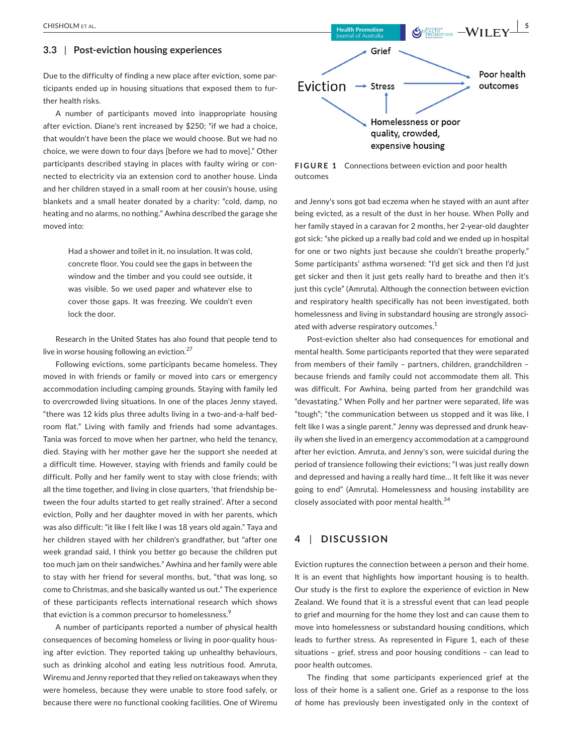## 3.3 | Post-eviction housing experiences

Due to the difficulty of finding a new place after eviction, some participants ended up in housing situations that exposed them to further health risks.

A number of participants moved into inappropriate housing after eviction. Diane's rent increased by $250; "if we had a choice, that wouldn't have been the place we would choose. But we had no choice, we were down to four days [before we had to move]." Other participants described staying in places with faulty wiring or connected to electricity via an extension cord to another house. Linda and her children stayed in a small room at her cousin's house, using blankets and a small heater donated by a charity: "cold, damp, no heating and no alarms, no nothing." Awhina described the garage she moved into:

> Had a shower and toilet in it, no insulation. It was cold, concrete floor. You could see the gaps in between the window and the timber and you could see outside, it was visible. So we used paper and whatever else to cover those gaps. It was freezing. We couldn't even lock the door.

Research in the United States has also found that people tend to live in worse housing following an eviction.[27]

Following evictions, some participants became homeless. They moved in with friends or family or moved into cars or emergency accommodation including camping grounds. Staying with family led to overcrowded living situations. In one of the places Jenny stayed, "there was 12 kids plus three adults living in a two-and-a-half bedroom flat." Living with family and friends had some advantages. Tania was forced to move when her partner, who held the tenancy, died. Staying with her mother gave her the support she needed at a difficult time. However, staying with friends and family could be difficult. Polly and her family went to stay with close friends; with all the time together, and living in close quarters, 'that friendship between the four adults started to get really strained'. After a second eviction, Polly and her daughter moved in with her parents, which was also difficult: "it like I felt like I was 18 years old again." Taya and her children stayed with her children's grandfather, but "after one week grandad said, I think you better go because the children put too much jam on their sandwiches." Awhina and her family were able to stay with her friend for several months, but, "that was long, so come to Christmas, and she basically wanted us out." The experience of these participants reflects international research which shows that eviction is a common precursor to homelessness.[9]

A number of participants reported a number of physical health consequences of becoming homeless or living in poor-quality housing after eviction. They reported taking up unhealthy behaviours, such as drinking alcohol and eating less nutritious food. Amruta, Wiremu and Jenny reported that they relied on takeaways when they were homeless, because they were unable to store food safely, or because there were no functional cooking facilities. One of Wiremu and Jenny's sons got bad eczema when he stayed with an aunt after being evicted, as a result of the dust in her house. When Polly and her family stayed in a caravan for 2 months, her 2-year-old daughter got sick: "she picked up a really bad cold and we ended up in hospital for one or two nights just because she couldn't breathe properly." Some participants' asthma worsened: "I'd get sick and then I'd just get sicker and then it just gets really hard to breathe and then it's just this cycle" (Amruta). Although the connection between eviction and respiratory health specifically has not been investigated, both homelessness and living in substandard housing are strongly associated with adverse respiratory outcomes.[1]

Post-eviction shelter also had consequences for emotional and mental health. Some participants reported that they were separated from members of their family – partners, children, grandchildren – because friends and family could not accommodate them all. This was difficult. For Awhina, being parted from her grandchild was "devastating." When Polly and her partner were separated, life was "tough"; "the communication between us stopped and it was like, I felt like I was a single parent." Jenny was depressed and drunk heavily when she lived in an emergency accommodation at a campground after her eviction. Amruta, and Jenny's son, were suicidal during the period of transience following their evictions; "I was just really down and depressed and having a really hard time… It felt like it was never going to end" (Amruta). Homelessness and housing instability are closely associated with poor mental health.[34]

**FIGURE 1** Connections between eviction and poor health outcomes

## 4 | DISCUSSION

Eviction ruptures the connection between a person and their home. It is an event that highlights how important housing is to health. Our study is the first to explore the experience of eviction in New Zealand. We found that it is a stressful event that can lead people to grief and mourning for the home they lost and can cause them to move into homelessness or substandard housing conditions, which leads to further stress. As represented in Figure 1, each of these situations – grief, stress and poor housing conditions – can lead to poor health outcomes.

The finding that some participants experienced grief at the loss of their home is a salient one. Grief as a response to the loss of home has previously been investigated only in the context of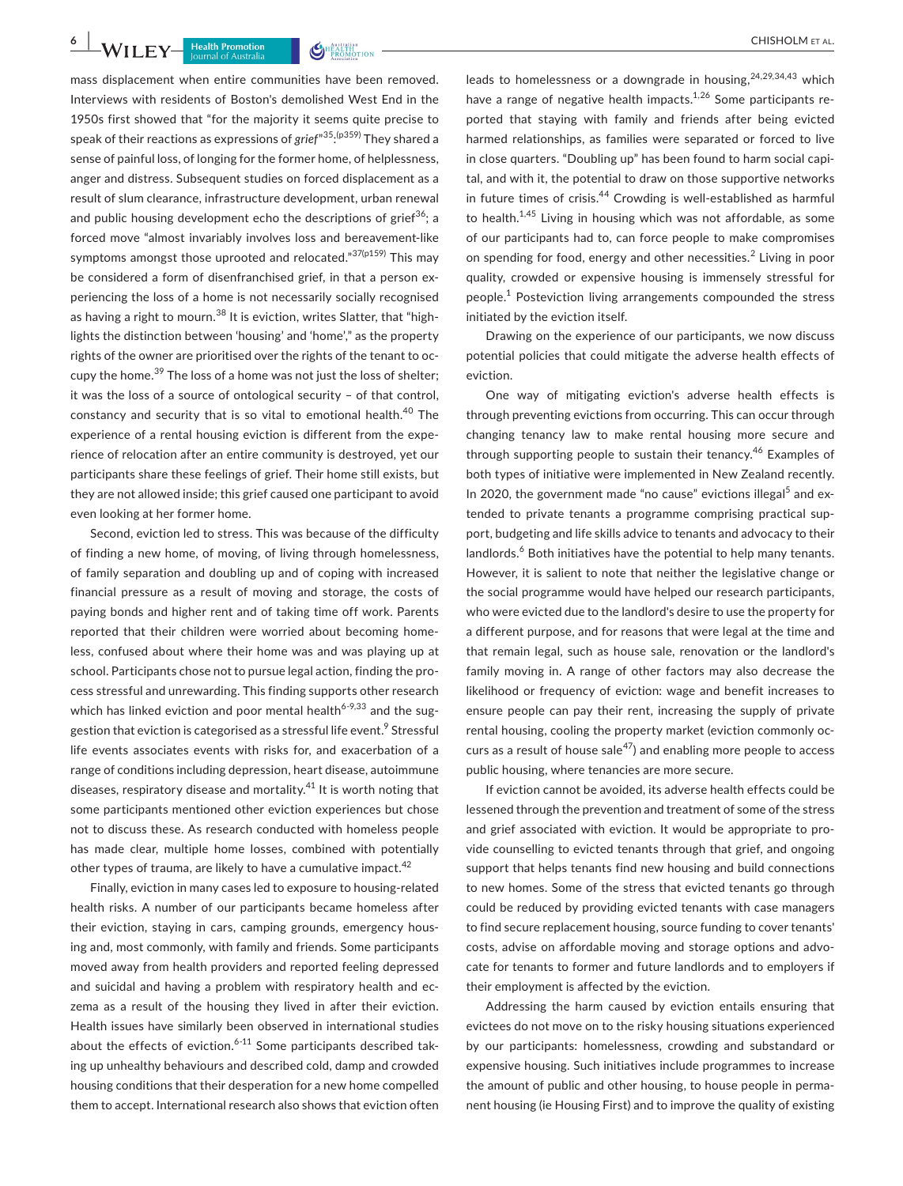mass displacement when entire communities have been removed. Interviews with residents of Boston's demolished West End in the 1950s first showed that "for the majority it seems quite precise to speak of their reactions as expressions of *grief*"[35,(p359)] They shared a sense of painful loss, of longing for the former home, of helplessness, anger and distress. Subsequent studies on forced displacement as a result of slum clearance, infrastructure development, urban renewal and public housing development echo the descriptions of grief[36]; a forced move "almost invariably involves loss and bereavement-like symptoms amongst those uprooted and relocated."[37(p159)] This may be considered a form of disenfranchised grief, in that a person experiencing the loss of a home is not necessarily socially recognised as having a right to mourn.[38] It is eviction, writes Slatter, that "highlights the distinction between 'housing' and 'home'," as the property rights of the owner are prioritised over the rights of the tenant to occupy the home.[39] The loss of a home was not just the loss of shelter; it was the loss of a source of ontological security – of that control, constancy and security that is so vital to emotional health.[40] The experience of a rental housing eviction is different from the experience of relocation after an entire community is destroyed, yet our participants share these feelings of grief. Their home still exists, but they are not allowed inside; this grief caused one participant to avoid even looking at her former home.

Second, eviction led to stress. This was because of the difficulty of finding a new home, of moving, of living through homelessness, of family separation and doubling up and of coping with increased financial pressure as a result of moving and storage, the costs of paying bonds and higher rent and of taking time off work. Parents reported that their children were worried about becoming homeless, confused about where their home was and was playing up at school. Participants chose not to pursue legal action, finding the process stressful and unrewarding. This finding supports other research which has linked eviction and poor mental health[6-9,33] and the suggestion that eviction is categorised as a stressful life event.[9] Stressful life events associates events with risks for, and exacerbation of a range of conditions including depression, heart disease, autoimmune diseases, respiratory disease and mortality.[41] It is worth noting that some participants mentioned other eviction experiences but chose not to discuss these. As research conducted with homeless people has made clear, multiple home losses, combined with potentially other types of trauma, are likely to have a cumulative impact.[42]

Finally, eviction in many cases led to exposure to housing-related health risks. A number of our participants became homeless after their eviction, staying in cars, camping grounds, emergency housing and, most commonly, with family and friends. Some participants moved away from health providers and reported feeling depressed and suicidal and having a problem with respiratory health and eczema as a result of the housing they lived in after their eviction. Health issues have similarly been observed in international studies about the effects of eviction.[6-11] Some participants described taking up unhealthy behaviours and described cold, damp and crowded housing conditions that their desperation for a new home compelled them to accept. International research also shows that eviction often leads to homelessness or a downgrade in housing,[24,29,34,43] which have a range of negative health impacts.[1,26] Some participants reported that staying with family and friends after being evicted harmed relationships, as families were separated or forced to live in close quarters. "Doubling up" has been found to harm social capital, and with it, the potential to draw on those supportive networks in future times of crisis.[44] Crowding is well-established as harmful to health.[1,45] Living in housing which was not affordable, as some of our participants had to, can force people to make compromises on spending for food, energy and other necessities.[2] Living in poor quality, crowded or expensive housing is immensely stressful for people.[1] Posteviction living arrangements compounded the stress initiated by the eviction itself.

Drawing on the experience of our participants, we now discuss potential policies that could mitigate the adverse health effects of eviction.

One way of mitigating eviction's adverse health effects is through preventing evictions from occurring. This can occur through changing tenancy law to make rental housing more secure and through supporting people to sustain their tenancy.[46] Examples of both types of initiative were implemented in New Zealand recently. In 2020, the government made "no cause" evictions illegal[5] and extended to private tenants a programme comprising practical support, budgeting and life skills advice to tenants and advocacy to their landlords.[6] Both initiatives have the potential to help many tenants. However, it is salient to note that neither the legislative change or the social programme would have helped our research participants, who were evicted due to the landlord's desire to use the property for a different purpose, and for reasons that were legal at the time and that remain legal, such as house sale, renovation or the landlord's family moving in. A range of other factors may also decrease the likelihood or frequency of eviction: wage and benefit increases to ensure people can pay their rent, increasing the supply of private rental housing, cooling the property market (eviction commonly occurs as a result of house sale[47]) and enabling more people to access public housing, where tenancies are more secure.

If eviction cannot be avoided, its adverse health effects could be lessened through the prevention and treatment of some of the stress and grief associated with eviction. It would be appropriate to provide counselling to evicted tenants through that grief, and ongoing support that helps tenants find new housing and build connections to new homes. Some of the stress that evicted tenants go through could be reduced by providing evicted tenants with case managers to find secure replacement housing, source funding to cover tenants' costs, advise on affordable moving and storage options and advocate for tenants to former and future landlords and to employers if their employment is affected by the eviction.

Addressing the harm caused by eviction entails ensuring that evictees do not move on to the risky housing situations experienced by our participants: homelessness, crowding and substandard or expensive housing. Such initiatives include programmes to increase the amount of public and other housing, to house people in permanent housing (ie Housing First) and to improve the quality of existing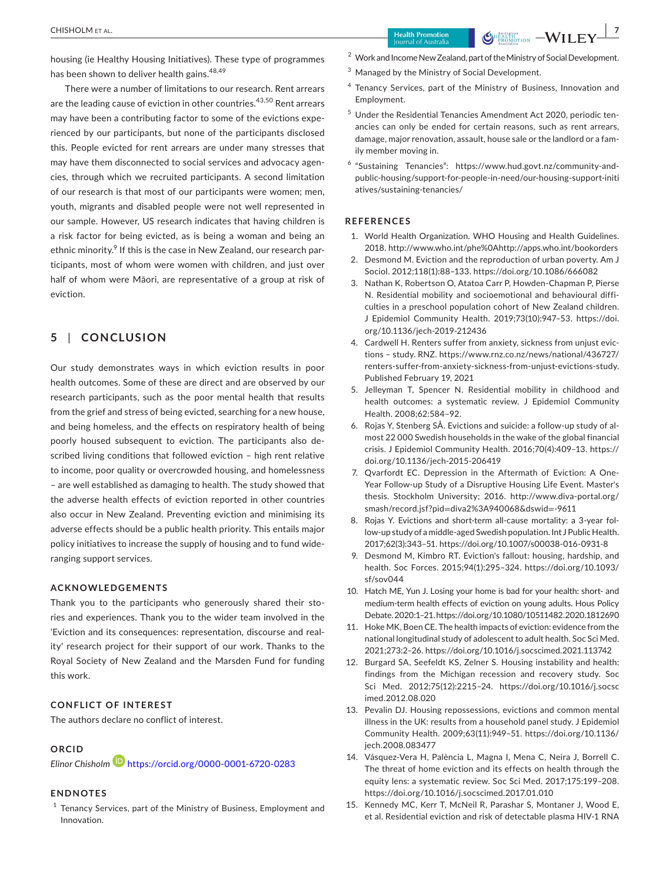housing (ie Healthy Housing Initiatives). These type of programmes has been shown to deliver health gains.[48,49]

There were a number of limitations to our research. Rent arrears are the leading cause of eviction in other countries.[43,50] Rent arrears may have been a contributing factor to some of the evictions experienced by our participants, but none of the participants disclosed this. People evicted for rent arrears are under many stresses that may have them disconnected to social services and advocacy agencies, through which we recruited participants. A second limitation of our research is that most of our participants were women; men, youth, migrants and disabled people were not well represented in our sample. However, US research indicates that having children is a risk factor for being evicted, as is being a woman and being an ethnic minority.[9] If this is the case in New Zealand, our research participants, most of whom were women with children, and just over half of whom were Māori, are representative of a group at risk of eviction.

## 5 | CONCLUSION

Our study demonstrates ways in which eviction results in poor health outcomes. Some of these are direct and are observed by our research participants, such as the poor mental health that results from the grief and stress of being evicted, searching for a new house, and being homeless, and the effects on respiratory health of being poorly housed subsequent to eviction. The participants also described living conditions that followed eviction – high rent relative to income, poor quality or overcrowded housing, and homelessness – are well established as damaging to health. The study showed that the adverse health effects of eviction reported in other countries also occur in New Zealand. Preventing eviction and minimising its adverse effects should be a public health priority. This entails major policy initiatives to increase the supply of housing and to fund wide-ranging support services.

### ACKNOWLEDGEMENTS

Thank you to the participants who generously shared their stories and experiences. Thank you to the wider team involved in the 'Eviction and its consequences: representation, discourse and reality' research project for their support of our work. Thanks to the Royal Society of New Zealand and the Marsden Fund for funding this work.

### CONFLICT OF INTEREST

The authors declare no conflict of interest.

### ORCID

*Elinor Chisholm* https://orcid.org/0000-0001-6720-0283

### ENDNOTES

[1] Tenancy Services, part of the Ministry of Business, Employment and Innovation.

[2] Work and Income New Zealand, part of the Ministry of Social Development.

[3] Managed by the Ministry of Social Development.

[4] Tenancy Services, part of the Ministry of Business, Innovation and Employment.

[5] Under the Residential Tenancies Amendment Act 2020, periodic tenancies can only be ended for certain reasons, such as rent arrears, damage, major renovation, assault, house sale or the landlord or a family member moving in.

[6] "Sustaining Tenancies": https://www.hud.govt.nz/community-and-public-housing/support-for-people-in-need/our-housing-support-initiatives/sustaining-tenancies/

### REFERENCES

1. World Health Organization. WHO Housing and Health Guidelines. 2018. http://www.who.int/phe%0Ahttp://apps.who.int/bookorders
2. Desmond M. Eviction and the reproduction of urban poverty. Am J Sociol. 2012;118(1):88–133. https://doi.org/10.1086/666082
3. Nathan K, Robertson O, Atatoa Carr P, Howden-Chapman P, Pierse N. Residential mobility and socioemotional and behavioural difficulties in a preschool population cohort of New Zealand children. J Epidemiol Community Health. 2019;73(10):947–53. https://doi.org/10.1136/jech-2019-212436
4. Cardwell H. Renters suffer from anxiety, sickness from unjust evictions – study. RNZ. https://www.rnz.co.nz/news/national/436727/renters-suffer-from-anxiety-sickness-from-unjust-evictions-study. Published February 19, 2021
5. Jelleyman T, Spencer N. Residential mobility in childhood and health outcomes: a systematic review. J Epidemiol Community Health. 2008;62:584–92.
6. Rojas Y, Stenberg SÅ. Evictions and suicide: a follow-up study of almost 22 000 Swedish households in the wake of the global financial crisis. J Epidemiol Community Health. 2016;70(4):409–13. https://doi.org/10.1136/jech-2015-206419
7. Qvarfordt EC. Depression in the Aftermath of Eviction: A One-Year Follow-up Study of a Disruptive Housing Life Event. Master's thesis. Stockholm University; 2016. http://www.diva-portal.org/smash/record.jsf?pid=diva2%3A940068&dswid=-9611
8. Rojas Y. Evictions and short-term all-cause mortality: a 3-year follow-up study of a middle-aged Swedish population. Int J Public Health. 2017;62(3):343–51. https://doi.org/10.1007/s00038-016-0931-8
9. Desmond M, Kimbro RT. Eviction's fallout: housing, hardship, and health. Soc Forces. 2015;94(1):295–324. https://doi.org/10.1093/sf/sov044
10. Hatch ME, Yun J. Losing your home is bad for your health: short- and medium-term health effects of eviction on young adults. Hous Policy Debate. 2020:1–21. https://doi.org/10.1080/10511482.2020.1812690
11. Hoke MK, Boen CE. The health impacts of eviction: evidence from the national longitudinal study of adolescent to adult health. Soc Sci Med. 2021;273:2–26. https://doi.org/10.1016/j.socscimed.2021.113742
12. Burgard SA, Seefeldt KS, Zelner S. Housing instability and health: findings from the Michigan recession and recovery study. Soc Sci Med. 2012;75(12):2215–24. https://doi.org/10.1016/j.socscimed.2012.08.020
13. Pevalin DJ. Housing repossessions, evictions and common mental illness in the UK: results from a household panel study. J Epidemiol Community Health. 2009;63(11):949–51. https://doi.org/10.1136/jech.2008.083477
14. Vásquez-Vera H, Palència L, Magna I, Mena C, Neira J, Borrell C. The threat of home eviction and its effects on health through the equity lens: a systematic review. Soc Sci Med. 2017;175:199–208. https://doi.org/10.1016/j.socscimed.2017.01.010
15. Kennedy MC, Kerr T, McNeil R, Parashar S, Montaner J, Wood E, et al. Residential eviction and risk of detectable plasma HIV-1 RNA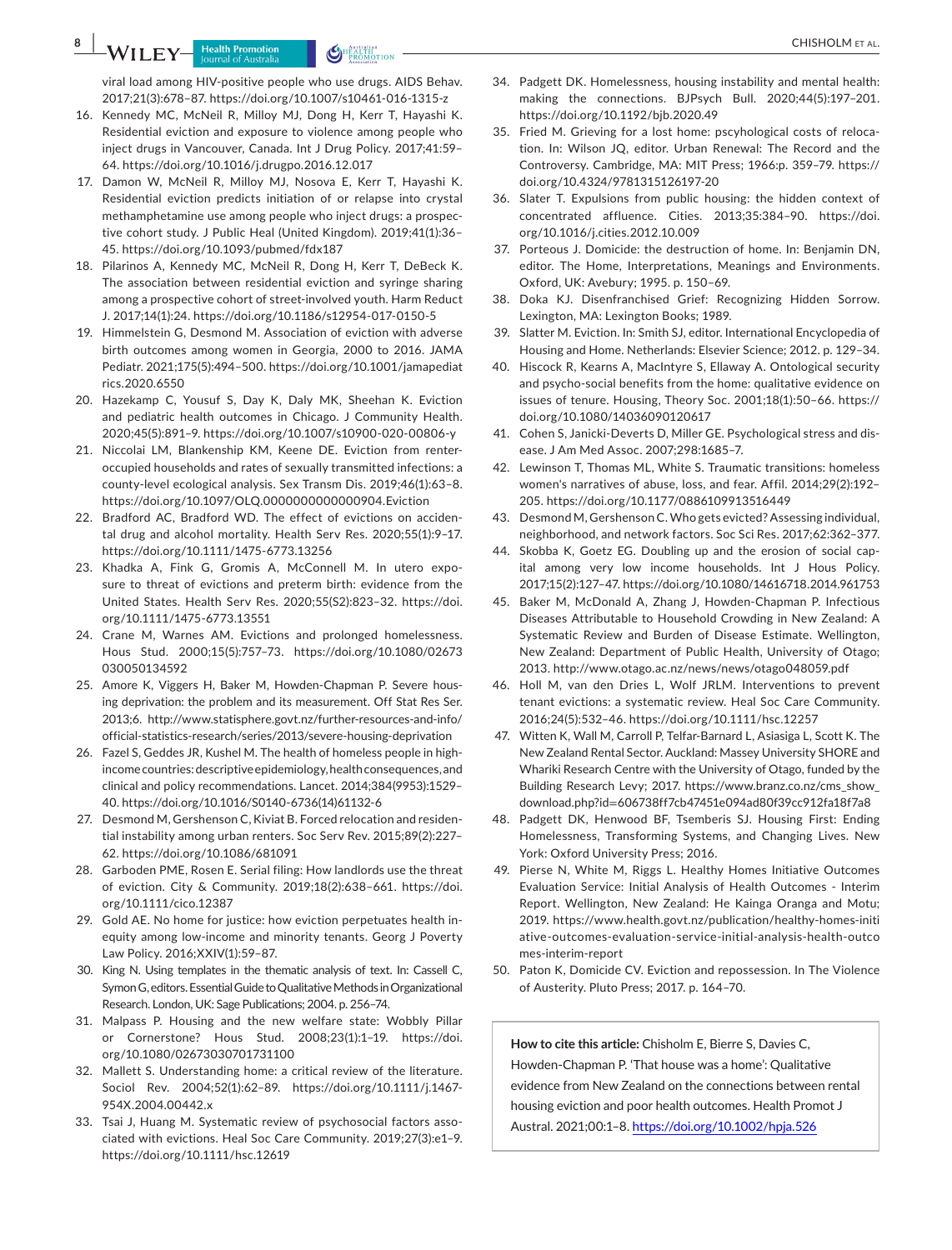viral load among HIV-positive people who use drugs. AIDS Behav. 2017;21(3):678–87. https://doi.org/10.1007/s10461-016-1315-z

16. Kennedy MC, McNeil R, Milloy MJ, Dong H, Kerr T, Hayashi K. Residential eviction and exposure to violence among people who inject drugs in Vancouver, Canada. Int J Drug Policy. 2017;41:59–64. https://doi.org/10.1016/j.drugpo.2016.12.017
17. Damon W, McNeil R, Milloy MJ, Nosova E, Kerr T, Hayashi K. Residential eviction predicts initiation of or relapse into crystal methamphetamine use among people who inject drugs: a prospective cohort study. J Public Heal (United Kingdom). 2019;41(1):36–45. https://doi.org/10.1093/pubmed/fdx187
18. Pilarinos A, Kennedy MC, McNeil R, Dong H, Kerr T, DeBeck K. The association between residential eviction and syringe sharing among a prospective cohort of street-involved youth. Harm Reduct J. 2017;14(1):24. https://doi.org/10.1186/s12954-017-0150-5
19. Himmelstein G, Desmond M. Association of eviction with adverse birth outcomes among women in Georgia, 2000 to 2016. JAMA Pediatr. 2021;175(5):494–500. https://doi.org/10.1001/jamapediatrics.2020.6550
20. Hazekamp C, Yousuf S, Day K, Daly MK, Sheehan K. Eviction and pediatric health outcomes in Chicago. J Community Health. 2020;45(5):891–9. https://doi.org/10.1007/s10900-020-00806-y
21. Niccolai LM, Blankenship KM, Keene DE. Eviction from renter-occupied households and rates of sexually transmitted infections: a county-level ecological analysis. Sex Transm Dis. 2019;46(1):63–8. https://doi.org/10.1097/OLQ.0000000000000904.Eviction
22. Bradford AC, Bradford WD. The effect of evictions on accidental drug and alcohol mortality. Health Serv Res. 2020;55(1):9–17. https://doi.org/10.1111/1475-6773.13256
23. Khadka A, Fink G, Gromis A, McConnell M. In utero exposure to threat of evictions and preterm birth: evidence from the United States. Health Serv Res. 2020;55(S2):823–32. https://doi.org/10.1111/1475-6773.13551
24. Crane M, Warnes AM. Evictions and prolonged homelessness. Hous Stud. 2000;15(5):757–73. https://doi.org/10.1080/02673030050134592
25. Amore K, Viggers H, Baker M, Howden-Chapman P. Severe housing deprivation: the problem and its measurement. Off Stat Res Ser. 2013;6. http://www.statisphere.govt.nz/further-resources-and-info/official-statistics-research/series/2013/severe-housing-deprivation
26. Fazel S, Geddes JR, Kushel M. The health of homeless people in high-income countries: descriptive epidemiology, health consequences, and clinical and policy recommendations. Lancet. 2014;384(9953):1529–40. https://doi.org/10.1016/S0140-6736(14)61132-6
27. Desmond M, Gershenson C, Kiviat B. Forced relocation and residential instability among urban renters. Soc Serv Rev. 2015;89(2):227–62. https://doi.org/10.1086/681091
28. Garboden PME, Rosen E. Serial filing: How landlords use the threat of eviction. City & Community. 2019;18(2):638–661. https://doi.org/10.1111/cico.12387
29. Gold AE. No home for justice: how eviction perpetuates health inequity among low-income and minority tenants. Georg J Poverty Law Policy. 2016;XXIV(1):59–87.
30. King N. Using templates in the thematic analysis of text. In: Cassell C, Symon G, editors. Essential Guide to Qualitative Methods in Organizational Research. London, UK: Sage Publications; 2004. p. 256–74.
31. Malpass P. Housing and the new welfare state: Wobbly Pillar or Cornerstone? Hous Stud. 2008;23(1):1–19. https://doi.org/10.1080/02673030701731100
32. Mallett S. Understanding home: a critical review of the literature. Sociol Rev. 2004;52(1):62–89. https://doi.org/10.1111/j.1467-954X.2004.00442.x
33. Tsai J, Huang M. Systematic review of psychosocial factors associated with evictions. Heal Soc Care Community. 2019;27(3):e1–9. https://doi.org/10.1111/hsc.12619
34. Padgett DK. Homelessness, housing instability and mental health: making the connections. BJPsych Bull. 2020;44(5):197–201. https://doi.org/10.1192/bjb.2020.49
35. Fried M. Grieving for a lost home: pscyhological costs of relocation. In: Wilson JQ, editor. Urban Renewal: The Record and the Controversy. Cambridge, MA: MIT Press; 1966:p. 359–79. https://doi.org/10.4324/9781315126197-20
36. Slater T. Expulsions from public housing: the hidden context of concentrated affluence. Cities. 2013;35:384–90. https://doi.org/10.1016/j.cities.2012.10.009
37. Porteous J. Domicide: the destruction of home. In: Benjamin DN, editor. The Home, Interpretations, Meanings and Environments. Oxford, UK: Avebury; 1995. p. 150–69.
38. Doka KJ. Disenfranchised Grief: Recognizing Hidden Sorrow. Lexington, MA: Lexington Books; 1989.
39. Slatter M. Eviction. In: Smith SJ, editor. International Encyclopedia of Housing and Home. Netherlands: Elsevier Science; 2012. p. 129–34.
40. Hiscock R, Kearns A, MacIntyre S, Ellaway A. Ontological security and psycho-social benefits from the home: qualitative evidence on issues of tenure. Housing, Theory Soc. 2001;18(1):50–66. https://doi.org/10.1080/14036090120617
41. Cohen S, Janicki-Deverts D, Miller GE. Psychological stress and disease. J Am Med Assoc. 2007;298:1685–7.
42. Lewinson T, Thomas ML, White S. Traumatic transitions: homeless women's narratives of abuse, loss, and fear. Affil. 2014;29(2):192–205. https://doi.org/10.1177/0886109913516449
43. Desmond M, Gershenson C. Who gets evicted? Assessing individual, neighborhood, and network factors. Soc Sci Res. 2017;62:362–377.
44. Skobba K, Goetz EG. Doubling up and the erosion of social capital among very low income households. Int J Hous Policy. 2017;15(2):127–47. https://doi.org/10.1080/14616718.2014.961753
45. Baker M, McDonald A, Zhang J, Howden-Chapman P. Infectious Diseases Attributable to Household Crowding in New Zealand: A Systematic Review and Burden of Disease Estimate. Wellington, New Zealand: Department of Public Health, University of Otago; 2013. http://www.otago.ac.nz/news/news/otago048059.pdf
46. Holl M, van den Dries L, Wolf JRLM. Interventions to prevent tenant evictions: a systematic review. Heal Soc Care Community. 2016;24(5):532–46. https://doi.org/10.1111/hsc.12257
47. Witten K, Wall M, Carroll P, Telfar-Barnard L, Asiasiga L, Scott K. The New Zealand Rental Sector. Auckland: Massey University SHORE and Whariki Research Centre with the University of Otago, funded by the Building Research Levy; 2017. https://www.branz.co.nz/cms_show_download.php?id=606738ff7cb47451e094ad80f39cc912fa18f7a8
48. Padgett DK, Henwood BF, Tsemberis SJ. Housing First: Ending Homelessness, Transforming Systems, and Changing Lives. New York: Oxford University Press; 2016.
49. Pierse N, White M, Riggs L. Healthy Homes Initiative Outcomes Evaluation Service: Initial Analysis of Health Outcomes - Interim Report. Wellington, New Zealand: He Kainga Oranga and Motu; 2019. https://www.health.govt.nz/publication/healthy-homes-initiative-outcomes-evaluation-service-initial-analysis-health-outcomes-interim-report
50. Paton K, Domicide CV. Eviction and repossession. In The Violence of Austerity. Pluto Press; 2017. p. 164–70.

**How to cite this article:** Chisholm E, Bierre S, Davies C, Howden-Chapman P. 'That house was a home': Qualitative evidence from New Zealand on the connections between rental housing eviction and poor health outcomes. Health Promot J Austral. 2021;00:1–8. https://doi.org/10.1002/hpja.526